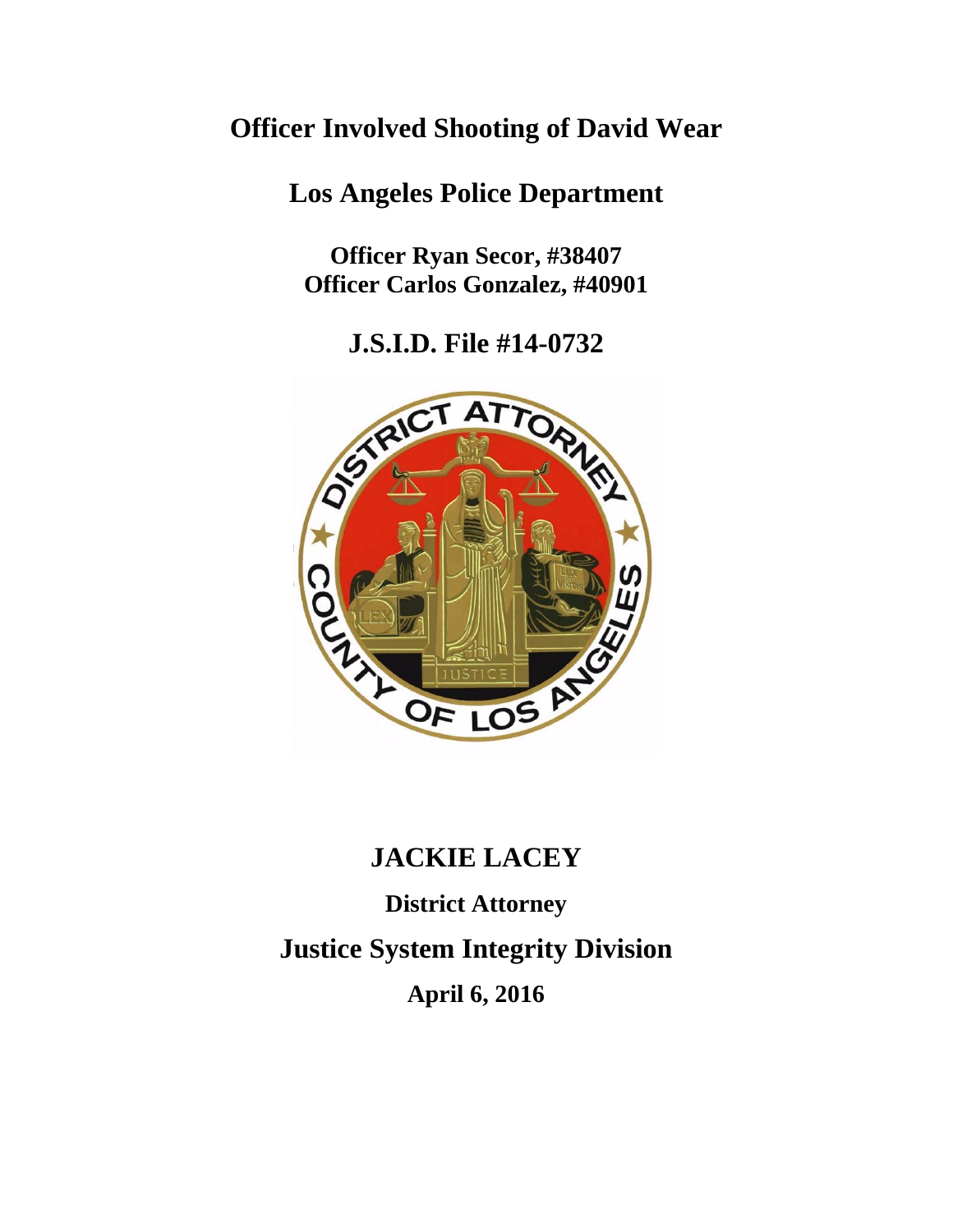# Officer Involved Shooting of David Wear

## Los Angeles Police Department

**Officer Ryan Secor, #38407**
**Officer Carlos Gonzalez, #40901**

## J.S.I.D. File #14-0732

## JACKIE LACEY

**District Attorney**

## Justice System Integrity Division

**April 6, 2016**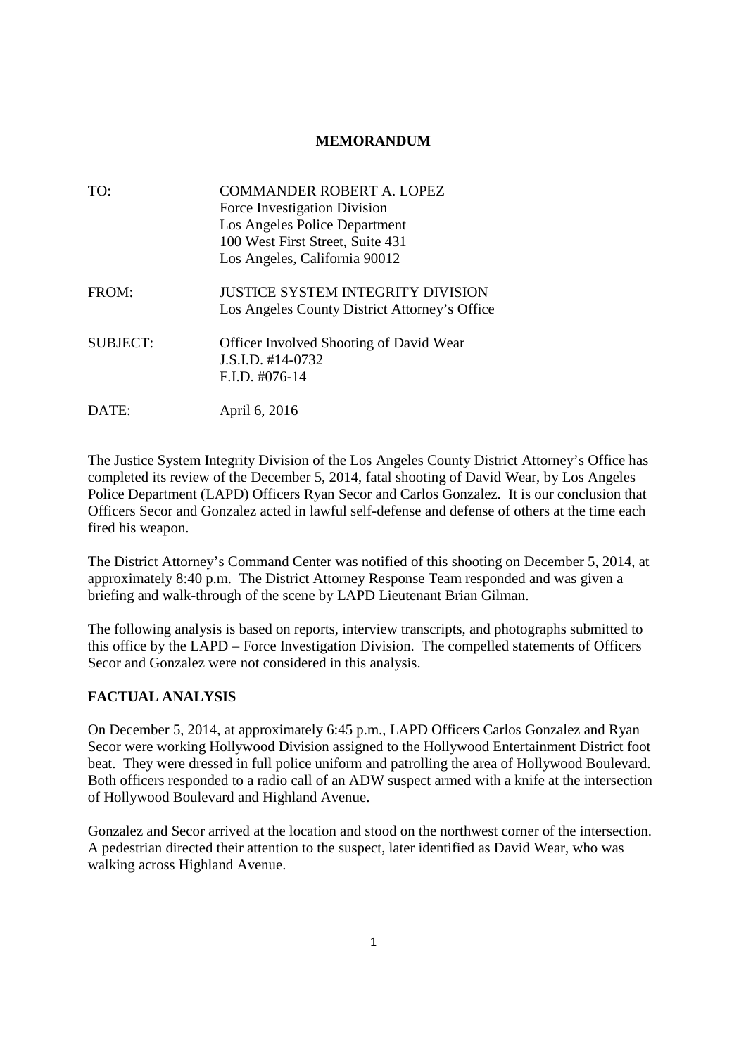**MEMORANDUM**

| | |
|---|---|
| TO: | COMMANDER ROBERT A. LOPEZ<br>Force Investigation Division<br>Los Angeles Police Department<br>100 West First Street, Suite 431<br>Los Angeles, California 90012 |
| FROM: | JUSTICE SYSTEM INTEGRITY DIVISION<br>Los Angeles County District Attorney's Office |
| SUBJECT: | Officer Involved Shooting of David Wear<br>J.S.I.D. #14-0732<br>F.I.D. #076-14 |
| DATE: | April 6, 2016 |

The Justice System Integrity Division of the Los Angeles County District Attorney's Office has completed its review of the December 5, 2014, fatal shooting of David Wear, by Los Angeles Police Department (LAPD) Officers Ryan Secor and Carlos Gonzalez. It is our conclusion that Officers Secor and Gonzalez acted in lawful self-defense and defense of others at the time each fired his weapon.

The District Attorney's Command Center was notified of this shooting on December 5, 2014, at approximately 8:40 p.m. The District Attorney Response Team responded and was given a briefing and walk-through of the scene by LAPD Lieutenant Brian Gilman.

The following analysis is based on reports, interview transcripts, and photographs submitted to this office by the LAPD – Force Investigation Division. The compelled statements of Officers Secor and Gonzalez were not considered in this analysis.

**FACTUAL ANALYSIS**

On December 5, 2014, at approximately 6:45 p.m., LAPD Officers Carlos Gonzalez and Ryan Secor were working Hollywood Division assigned to the Hollywood Entertainment District foot beat. They were dressed in full police uniform and patrolling the area of Hollywood Boulevard. Both officers responded to a radio call of an ADW suspect armed with a knife at the intersection of Hollywood Boulevard and Highland Avenue.

Gonzalez and Secor arrived at the location and stood on the northwest corner of the intersection. A pedestrian directed their attention to the suspect, later identified as David Wear, who was walking across Highland Avenue.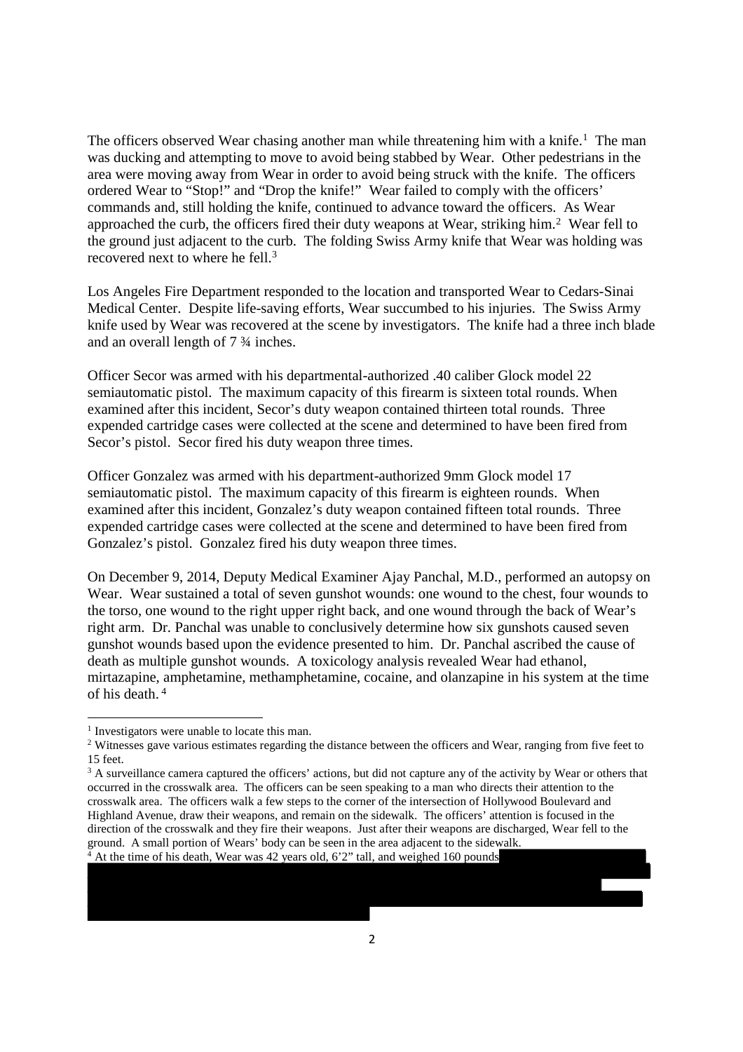The officers observed Wear chasing another man while threatening him with a knife.[1] The man was ducking and attempting to move to avoid being stabbed by Wear. Other pedestrians in the area were moving away from Wear in order to avoid being struck with the knife. The officers ordered Wear to "Stop!" and "Drop the knife!" Wear failed to comply with the officers' commands and, still holding the knife, continued to advance toward the officers. As Wear approached the curb, the officers fired their duty weapons at Wear, striking him.[2] Wear fell to the ground just adjacent to the curb. The folding Swiss Army knife that Wear was holding was recovered next to where he fell.[3]

Los Angeles Fire Department responded to the location and transported Wear to Cedars-Sinai Medical Center. Despite life-saving efforts, Wear succumbed to his injuries. The Swiss Army knife used by Wear was recovered at the scene by investigators. The knife had a three inch blade and an overall length of 7 ¾ inches.

Officer Secor was armed with his departmental-authorized .40 caliber Glock model 22 semiautomatic pistol. The maximum capacity of this firearm is sixteen total rounds. When examined after this incident, Secor's duty weapon contained thirteen total rounds. Three expended cartridge cases were collected at the scene and determined to have been fired from Secor's pistol. Secor fired his duty weapon three times.

Officer Gonzalez was armed with his department-authorized 9mm Glock model 17 semiautomatic pistol. The maximum capacity of this firearm is eighteen rounds. When examined after this incident, Gonzalez's duty weapon contained fifteen total rounds. Three expended cartridge cases were collected at the scene and determined to have been fired from Gonzalez's pistol. Gonzalez fired his duty weapon three times.

On December 9, 2014, Deputy Medical Examiner Ajay Panchal, M.D., performed an autopsy on Wear. Wear sustained a total of seven gunshot wounds: one wound to the chest, four wounds to the torso, one wound to the right upper right back, and one wound through the back of Wear's right arm. Dr. Panchal was unable to conclusively determine how six gunshots caused seven gunshot wounds based upon the evidence presented to him. Dr. Panchal ascribed the cause of death as multiple gunshot wounds. A toxicology analysis revealed Wear had ethanol, mirtazapine, amphetamine, methamphetamine, cocaine, and olanzapine in his system at the time of his death.[4]

---

[1] Investigators were unable to locate this man.

[2] Witnesses gave various estimates regarding the distance between the officers and Wear, ranging from five feet to 15 feet.

[3] A surveillance camera captured the officers' actions, but did not capture any of the activity by Wear or others that occurred in the crosswalk area. The officers can be seen speaking to a man who directs their attention to the crosswalk area. The officers walk a few steps to the corner of the intersection of Hollywood Boulevard and Highland Avenue, draw their weapons, and remain on the sidewalk. The officers' attention is focused in the direction of the crosswalk and they fire their weapons. Just after their weapons are discharged, Wear fell to the ground. A small portion of Wears' body can be seen in the area adjacent to the sidewalk.

[4] At the time of his death, Wear was 42 years old, 6'2" tall, and weighed 160 pounds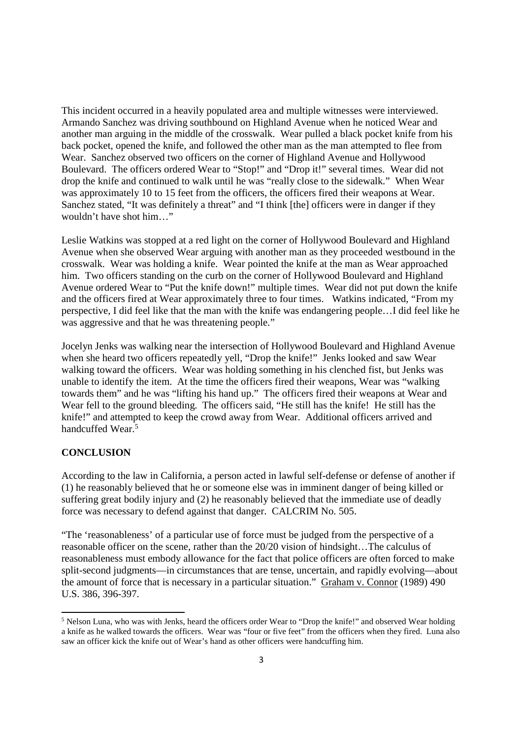This incident occurred in a heavily populated area and multiple witnesses were interviewed. Armando Sanchez was driving southbound on Highland Avenue when he noticed Wear and another man arguing in the middle of the crosswalk. Wear pulled a black pocket knife from his back pocket, opened the knife, and followed the other man as the man attempted to flee from Wear. Sanchez observed two officers on the corner of Highland Avenue and Hollywood Boulevard. The officers ordered Wear to "Stop!" and "Drop it!" several times. Wear did not drop the knife and continued to walk until he was "really close to the sidewalk." When Wear was approximately 10 to 15 feet from the officers, the officers fired their weapons at Wear. Sanchez stated, "It was definitely a threat" and "I think [the] officers were in danger if they wouldn't have shot him…"

Leslie Watkins was stopped at a red light on the corner of Hollywood Boulevard and Highland Avenue when she observed Wear arguing with another man as they proceeded westbound in the crosswalk. Wear was holding a knife. Wear pointed the knife at the man as Wear approached him. Two officers standing on the curb on the corner of Hollywood Boulevard and Highland Avenue ordered Wear to "Put the knife down!" multiple times. Wear did not put down the knife and the officers fired at Wear approximately three to four times. Watkins indicated, "From my perspective, I did feel like that the man with the knife was endangering people…I did feel like he was aggressive and that he was threatening people."

Jocelyn Jenks was walking near the intersection of Hollywood Boulevard and Highland Avenue when she heard two officers repeatedly yell, "Drop the knife!" Jenks looked and saw Wear walking toward the officers. Wear was holding something in his clenched fist, but Jenks was unable to identify the item. At the time the officers fired their weapons, Wear was "walking towards them" and he was "lifting his hand up." The officers fired their weapons at Wear and Wear fell to the ground bleeding. The officers said, "He still has the knife! He still has the knife!" and attempted to keep the crowd away from Wear. Additional officers arrived and handcuffed Wear.[5]

**CONCLUSION**

According to the law in California, a person acted in lawful self-defense or defense of another if (1) he reasonably believed that he or someone else was in imminent danger of being killed or suffering great bodily injury and (2) he reasonably believed that the immediate use of deadly force was necessary to defend against that danger. CALCRIM No. 505.

"The 'reasonableness' of a particular use of force must be judged from the perspective of a reasonable officer on the scene, rather than the 20/20 vision of hindsight…The calculus of reasonableness must embody allowance for the fact that police officers are often forced to make split-second judgments—in circumstances that are tense, uncertain, and rapidly evolving—about the amount of force that is necessary in a particular situation." Graham v. Connor (1989) 490 U.S. 386, 396-397.

---

[5] Nelson Luna, who was with Jenks, heard the officers order Wear to "Drop the knife!" and observed Wear holding a knife as he walked towards the officers. Wear was "four or five feet" from the officers when they fired. Luna also saw an officer kick the knife out of Wear's hand as other officers were handcuffing him.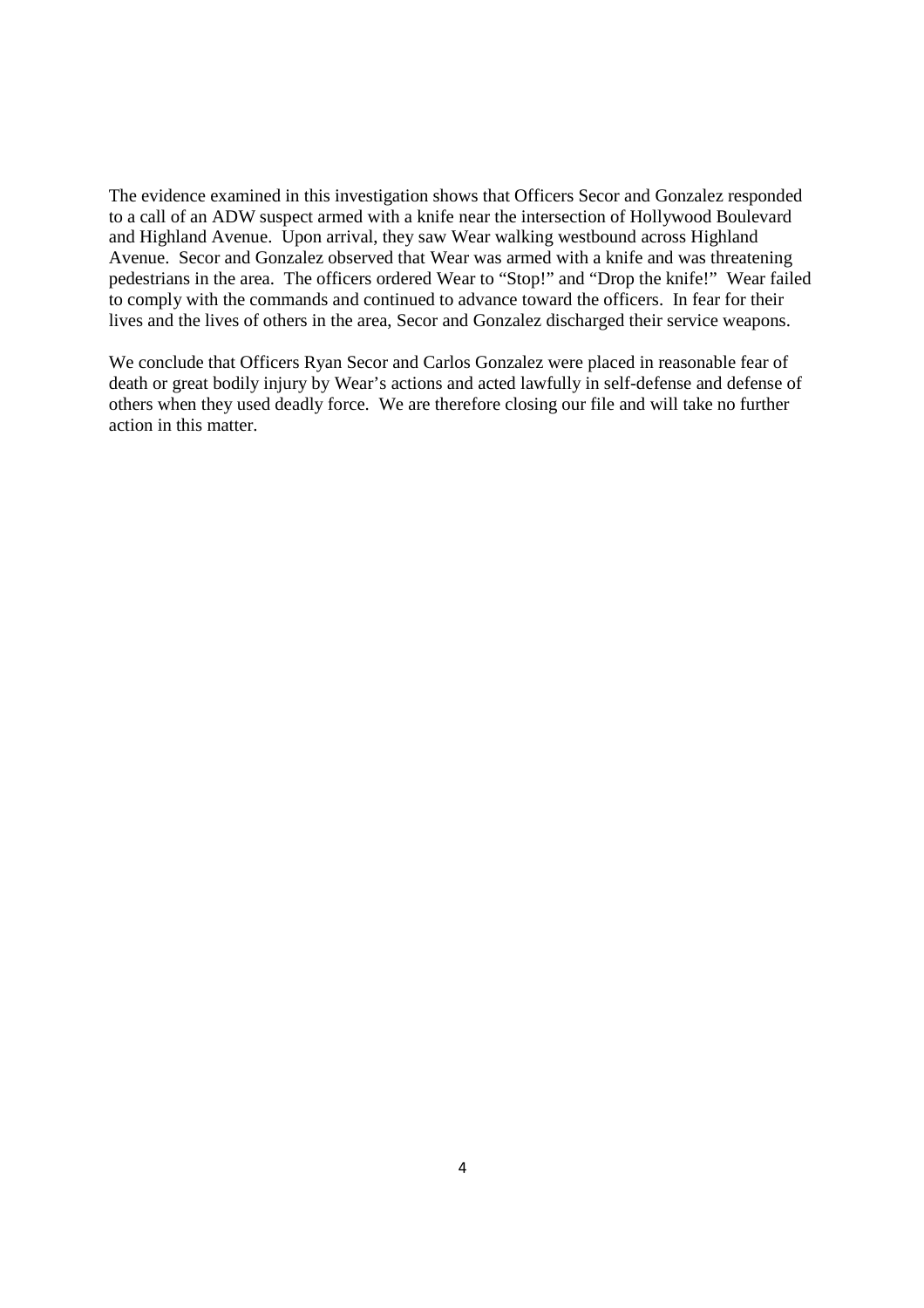The evidence examined in this investigation shows that Officers Secor and Gonzalez responded to a call of an ADW suspect armed with a knife near the intersection of Hollywood Boulevard and Highland Avenue. Upon arrival, they saw Wear walking westbound across Highland Avenue. Secor and Gonzalez observed that Wear was armed with a knife and was threatening pedestrians in the area. The officers ordered Wear to "Stop!" and "Drop the knife!" Wear failed to comply with the commands and continued to advance toward the officers. In fear for their lives and the lives of others in the area, Secor and Gonzalez discharged their service weapons.

We conclude that Officers Ryan Secor and Carlos Gonzalez were placed in reasonable fear of death or great bodily injury by Wear's actions and acted lawfully in self-defense and defense of others when they used deadly force. We are therefore closing our file and will take no further action in this matter.